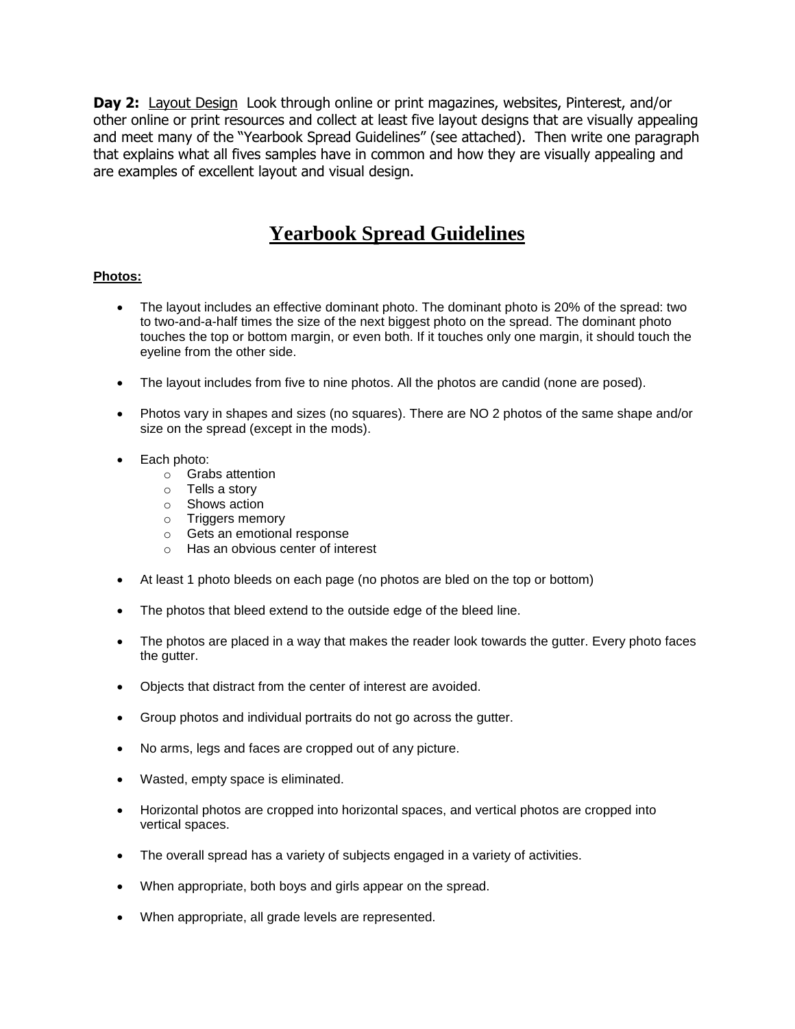**Day 2:** Layout Design Look through online or print magazines, websites, Pinterest, and/or other online or print resources and collect at least five layout designs that are visually appealing and meet many of the "Yearbook Spread Guidelines" (see attached). Then write one paragraph that explains what all fives samples have in common and how they are visually appealing and are examples of excellent layout and visual design.

# Yearbook Spread Guidelines

**Photos:**

- The layout includes an effective dominant photo. The dominant photo is 20% of the spread: two to two-and-a-half times the size of the next biggest photo on the spread. The dominant photo touches the top or bottom margin, or even both. If it touches only one margin, it should touch the eyeline from the other side.
- The layout includes from five to nine photos. All the photos are candid (none are posed).
- Photos vary in shapes and sizes (no squares). There are NO 2 photos of the same shape and/or size on the spread (except in the mods).
- Each photo:
  - Grabs attention
  - Tells a story
  - Shows action
  - Triggers memory
  - Gets an emotional response
  - Has an obvious center of interest
- At least 1 photo bleeds on each page (no photos are bled on the top or bottom)
- The photos that bleed extend to the outside edge of the bleed line.
- The photos are placed in a way that makes the reader look towards the gutter. Every photo faces the gutter.
- Objects that distract from the center of interest are avoided.
- Group photos and individual portraits do not go across the gutter.
- No arms, legs and faces are cropped out of any picture.
- Wasted, empty space is eliminated.
- Horizontal photos are cropped into horizontal spaces, and vertical photos are cropped into vertical spaces.
- The overall spread has a variety of subjects engaged in a variety of activities.
- When appropriate, both boys and girls appear on the spread.
- When appropriate, all grade levels are represented.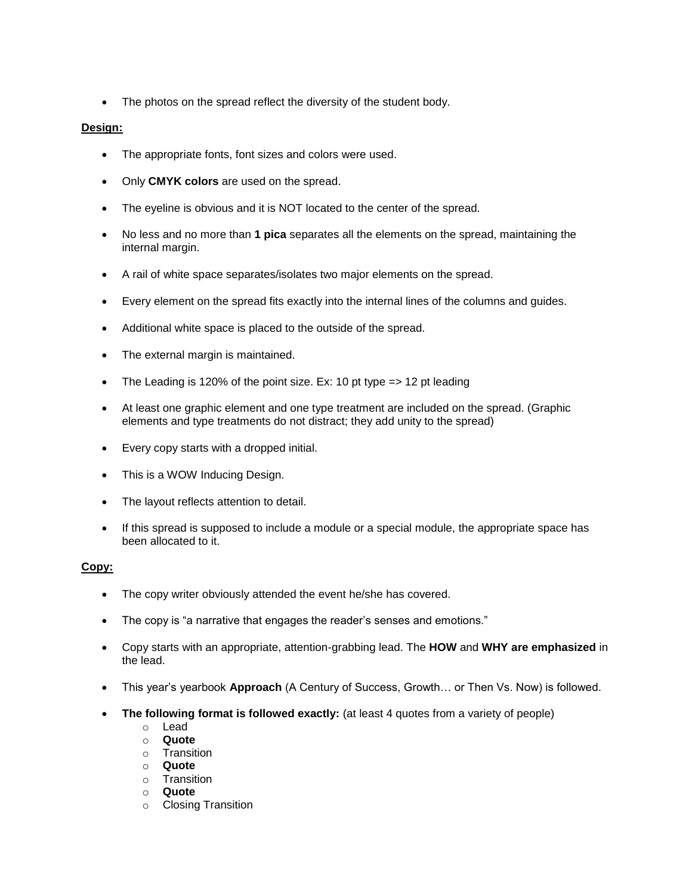- The photos on the spread reflect the diversity of the student body.

**Design:**

- The appropriate fonts, font sizes and colors were used.
- Only **CMYK colors** are used on the spread.
- The eyeline is obvious and it is NOT located to the center of the spread.
- No less and no more than **1 pica** separates all the elements on the spread, maintaining the internal margin.
- A rail of white space separates/isolates two major elements on the spread.
- Every element on the spread fits exactly into the internal lines of the columns and guides.
- Additional white space is placed to the outside of the spread.
- The external margin is maintained.
- The Leading is 120% of the point size. Ex: 10 pt type => 12 pt leading
- At least one graphic element and one type treatment are included on the spread. (Graphic elements and type treatments do not distract; they add unity to the spread)
- Every copy starts with a dropped initial.
- This is a WOW Inducing Design.
- The layout reflects attention to detail.
- If this spread is supposed to include a module or a special module, the appropriate space has been allocated to it.

**Copy:**

- The copy writer obviously attended the event he/she has covered.
- The copy is "a narrative that engages the reader's senses and emotions."
- Copy starts with an appropriate, attention-grabbing lead. The **HOW** and **WHY are emphasized** in the lead.
- This year's yearbook **Approach** (A Century of Success, Growth… or Then Vs. Now) is followed.
- **The following format is followed exactly:** (at least 4 quotes from a variety of people)
  - Lead
  - **Quote**
  - Transition
  - **Quote**
  - Transition
  - **Quote**
  - Closing Transition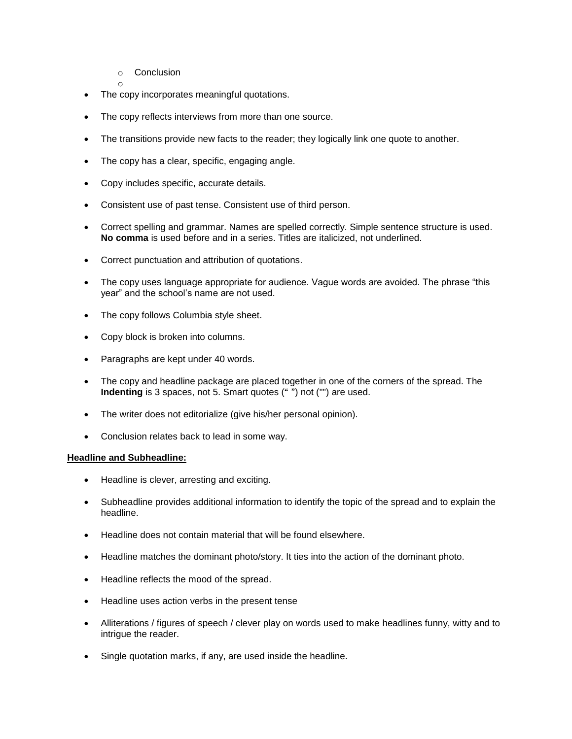- Conclusion
  - 

- The copy incorporates meaningful quotations.
- The copy reflects interviews from more than one source.
- The transitions provide new facts to the reader; they logically link one quote to another.
- The copy has a clear, specific, engaging angle.
- Copy includes specific, accurate details.
- Consistent use of past tense. Consistent use of third person.
- Correct spelling and grammar. Names are spelled correctly. Simple sentence structure is used. **No comma** is used before and in a series. Titles are italicized, not underlined.
- Correct punctuation and attribution of quotations.
- The copy uses language appropriate for audience. Vague words are avoided. The phrase "this year" and the school's name are not used.
- The copy follows Columbia style sheet.
- Copy block is broken into columns.
- Paragraphs are kept under 40 words.
- The copy and headline package are placed together in one of the corners of the spread. The **Indenting** is 3 spaces, not 5. Smart quotes (" ") not ("") are used.
- The writer does not editorialize (give his/her personal opinion).
- Conclusion relates back to lead in some way.

**<u>Headline and Subheadline:</u>**

- Headline is clever, arresting and exciting.
- Subheadline provides additional information to identify the topic of the spread and to explain the headline.
- Headline does not contain material that will be found elsewhere.
- Headline matches the dominant photo/story. It ties into the action of the dominant photo.
- Headline reflects the mood of the spread.
- Headline uses action verbs in the present tense
- Alliterations / figures of speech / clever play on words used to make headlines funny, witty and to intrigue the reader.
- Single quotation marks, if any, are used inside the headline.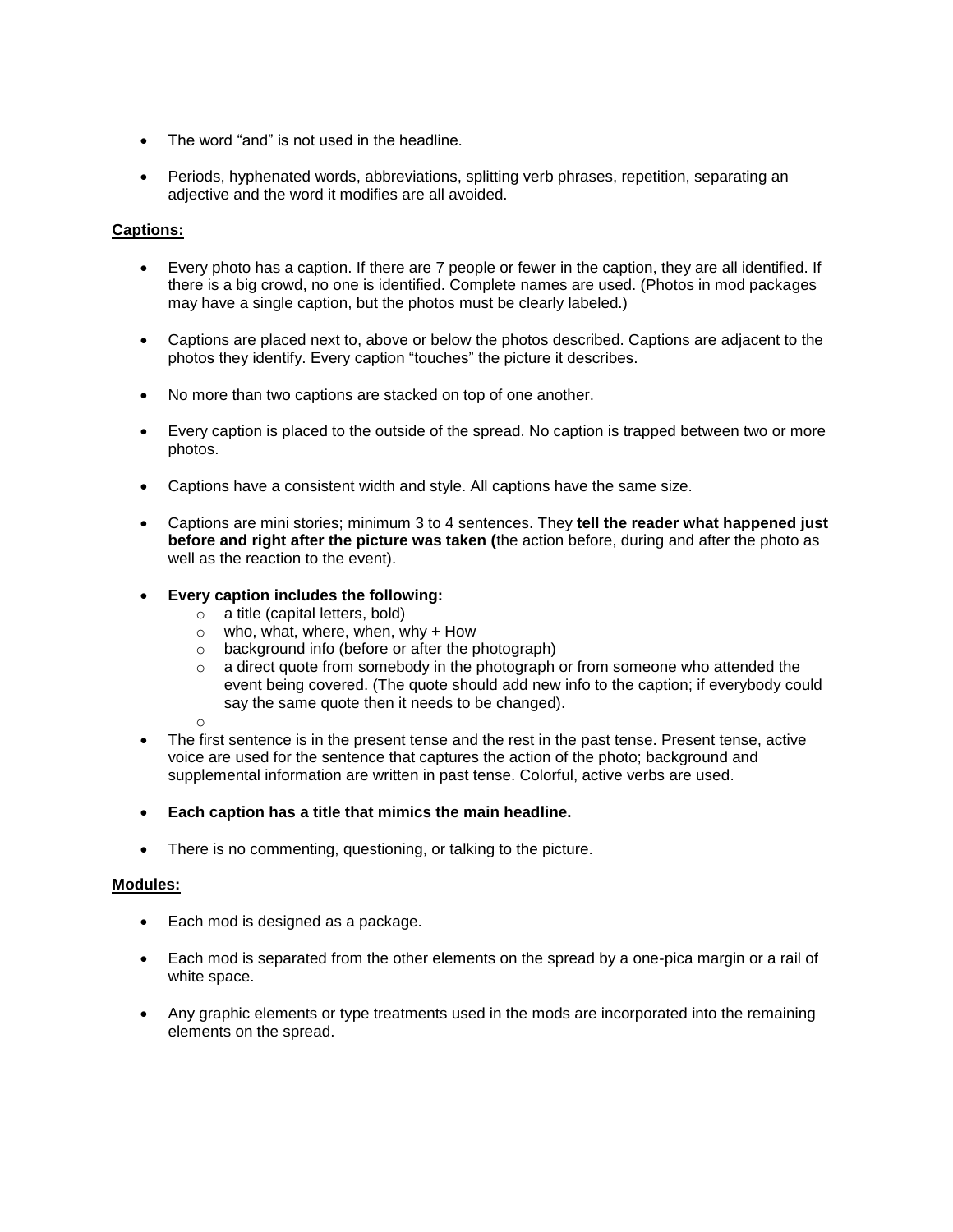- The word "and" is not used in the headline.

- Periods, hyphenated words, abbreviations, splitting verb phrases, repetition, separating an adjective and the word it modifies are all avoided.

**Captions:**

- Every photo has a caption. If there are 7 people or fewer in the caption, they are all identified. If there is a big crowd, no one is identified. Complete names are used. (Photos in mod packages may have a single caption, but the photos must be clearly labeled.)

- Captions are placed next to, above or below the photos described. Captions are adjacent to the photos they identify. Every caption "touches" the picture it describes.

- No more than two captions are stacked on top of one another.

- Every caption is placed to the outside of the spread. No caption is trapped between two or more photos.

- Captions have a consistent width and style. All captions have the same size.

- Captions are mini stories; minimum 3 to 4 sentences. They **tell the reader what happened just before and right after the picture was taken (**the action before, during and after the photo as well as the reaction to the event).

- **Every caption includes the following:**
    - a title (capital letters, bold)
    - who, what, where, when, why + How
    - background info (before or after the photograph)
    - a direct quote from somebody in the photograph or from someone who attended the event being covered. (The quote should add new info to the caption; if everybody could say the same quote then it needs to be changed).

- The first sentence is in the present tense and the rest in the past tense. Present tense, active voice are used for the sentence that captures the action of the photo; background and supplemental information are written in past tense. Colorful, active verbs are used.

- **Each caption has a title that mimics the main headline.**

- There is no commenting, questioning, or talking to the picture.

**Modules:**

- Each mod is designed as a package.

- Each mod is separated from the other elements on the spread by a one-pica margin or a rail of white space.

- Any graphic elements or type treatments used in the mods are incorporated into the remaining elements on the spread.